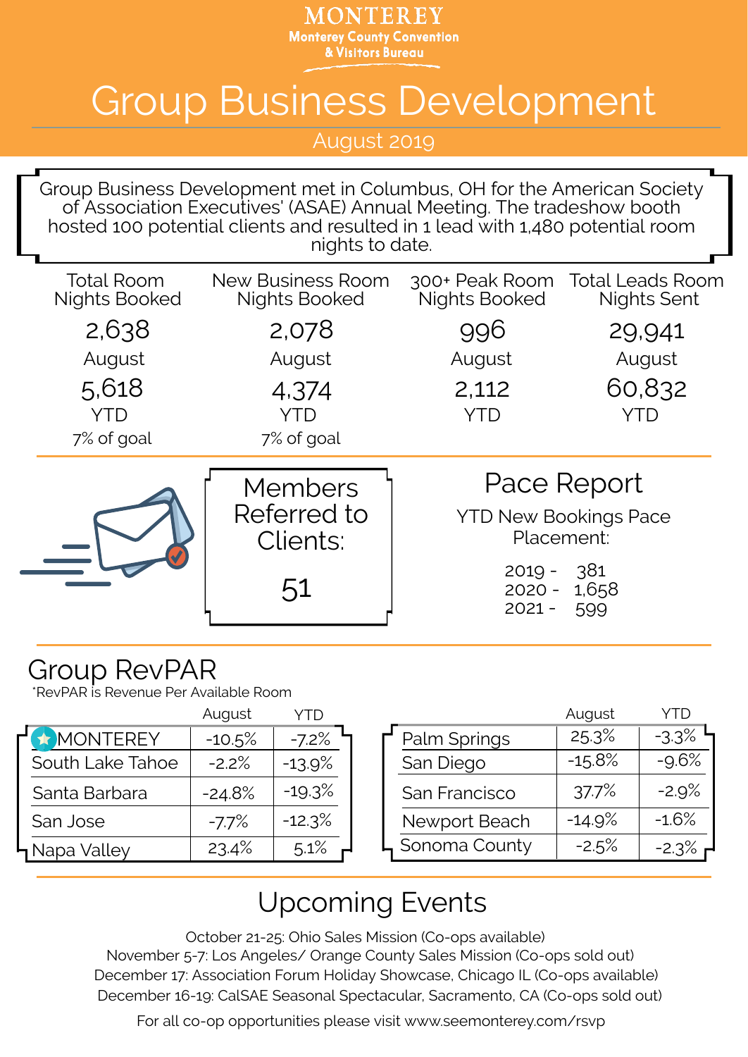# MONTEREY

Monterey County Convention & Visitors Bureau

# Group Business Development

August 2019

Group Business Development met in Columbus, OH for the American Society of Association Executives' (ASAE) Annual Meeting. The tradeshow booth hosted 100 potential clients and resulted in 1 lead with 1,480 potential room nights to date.

| Total Room Nights Booked | New Business Room Nights Booked | 300+ Peak Room Nights Booked | Total Leads Room Nights Sent |
|---|---|---|---|
| 2,638 August | 2,078 August | 996 August | 29,941 August |
| 5,618 YTD | 4,374 YTD | 2,112 YTD | 60,832 YTD |
| 7% of goal | 7% of goal | | |

## Members Referred to Clients:

51

## Pace Report

YTD New Bookings Pace Placement:

- 2019 - 381
- 2020 - 1,658
- 2021 - 599

## Group RevPAR

*RevPAR is Revenue Per Available Room

| | August | YTD |
|---|---|---|
| MONTEREY | -10.5% | -7.2% |
| South Lake Tahoe | -2.2% | -13.9% |
| Santa Barbara | -24.8% | -19.3% |
| San Jose | -7.7% | -12.3% |
| Napa Valley | 23.4% | 5.1% |

| | August | YTD |
|---|---|---|
| Palm Springs | 25.3% | -3.3% |
| San Diego | -15.8% | -9.6% |
| San Francisco | 37.7% | -2.9% |
| Newport Beach | -14.9% | -1.6% |
| Sonoma County | -2.5% | -2.3% |

## Upcoming Events

October 21-25: Ohio Sales Mission (Co-ops available)
November 5-7: Los Angeles/ Orange County Sales Mission (Co-ops sold out)
December 17: Association Forum Holiday Showcase, Chicago IL (Co-ops available)
December 16-19: CalSAE Seasonal Spectacular, Sacramento, CA (Co-ops sold out)

For all co-op opportunities please visit www.seemonterey.com/rsvp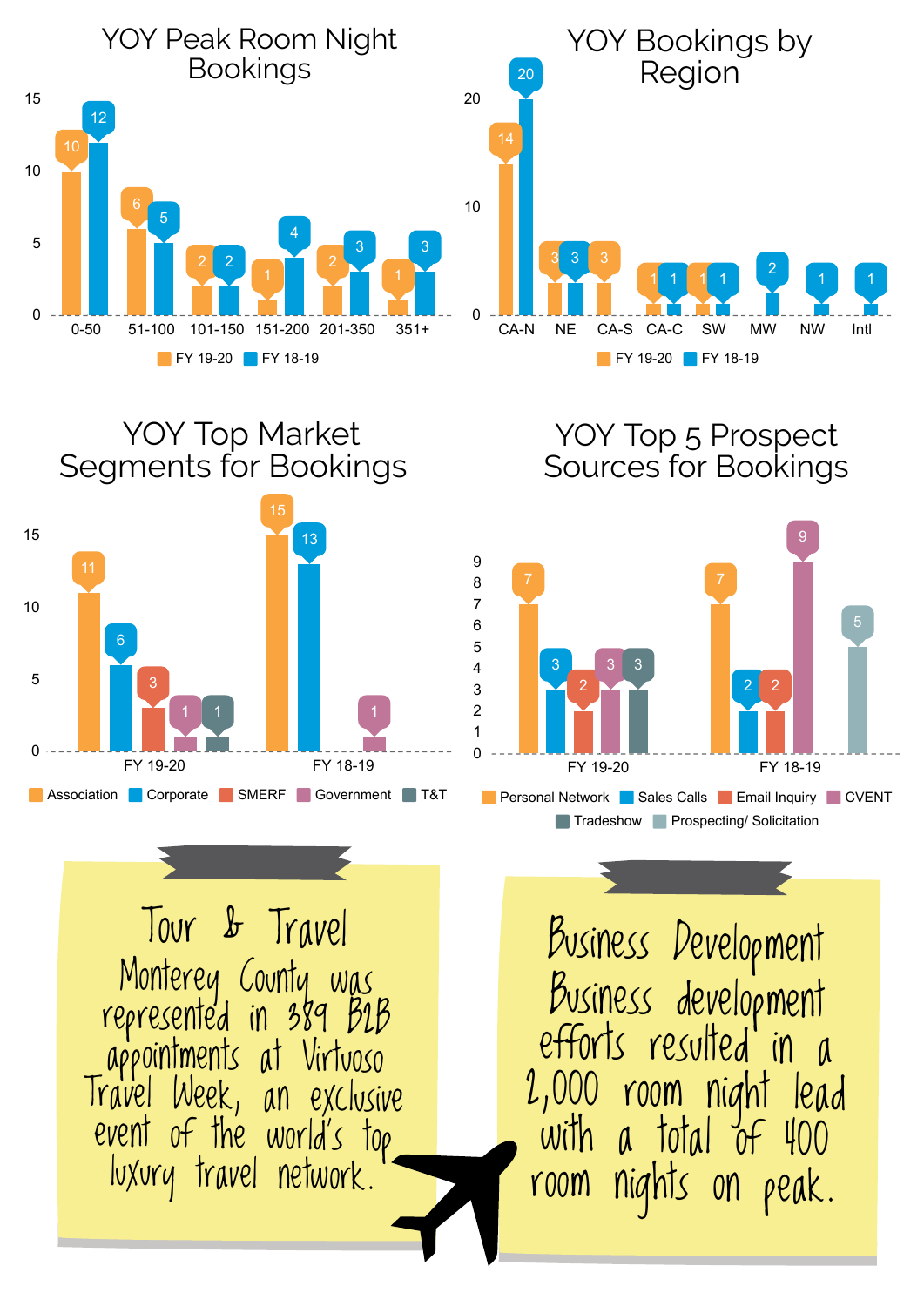## YOY Peak Room Night Bookings

15
10
5
0

0-50: 10, 12
51-100: 6, 5
101-150: 2, 2
151-200: 1, 4
201-350: 2, 3
351+: 1, 3

FY 19-20 FY 18-19

## YOY Bookings by Region

20
10
0

CA-N: 14, 20
NE: 3, 3
CA-S: 3
CA-C: 1, 1
SW: 1, 1
MW: 2
NW: 1
Intl: 1

FY 19-20 FY 18-19

## YOY Top Market Segments for Bookings

15
10
5
0

FY 19-20: 11, 6, 3, 1, 1
FY 18-19: 15, 13, 1

Association Corporate SMERF Government T&T

## YOY Top 5 Prospect Sources for Bookings

9
8
7
6
5
4
3
2
1
0

FY 19-20: 7, 3, 2, 3, 3
FY 18-19: 7, 2, 2, 9, 5

Personal Network Sales Calls Email Inquiry CVENT Tradeshow Prospecting/ Solicitation

### Tour & Travel

Monterey County was represented in 389 B2B appointments at Virtuoso Travel Week, an exclusive event of the world's top luxury travel network.

### Business Development

Business development efforts resulted in a 2,000 room night lead with a total of 400 room nights on peak.